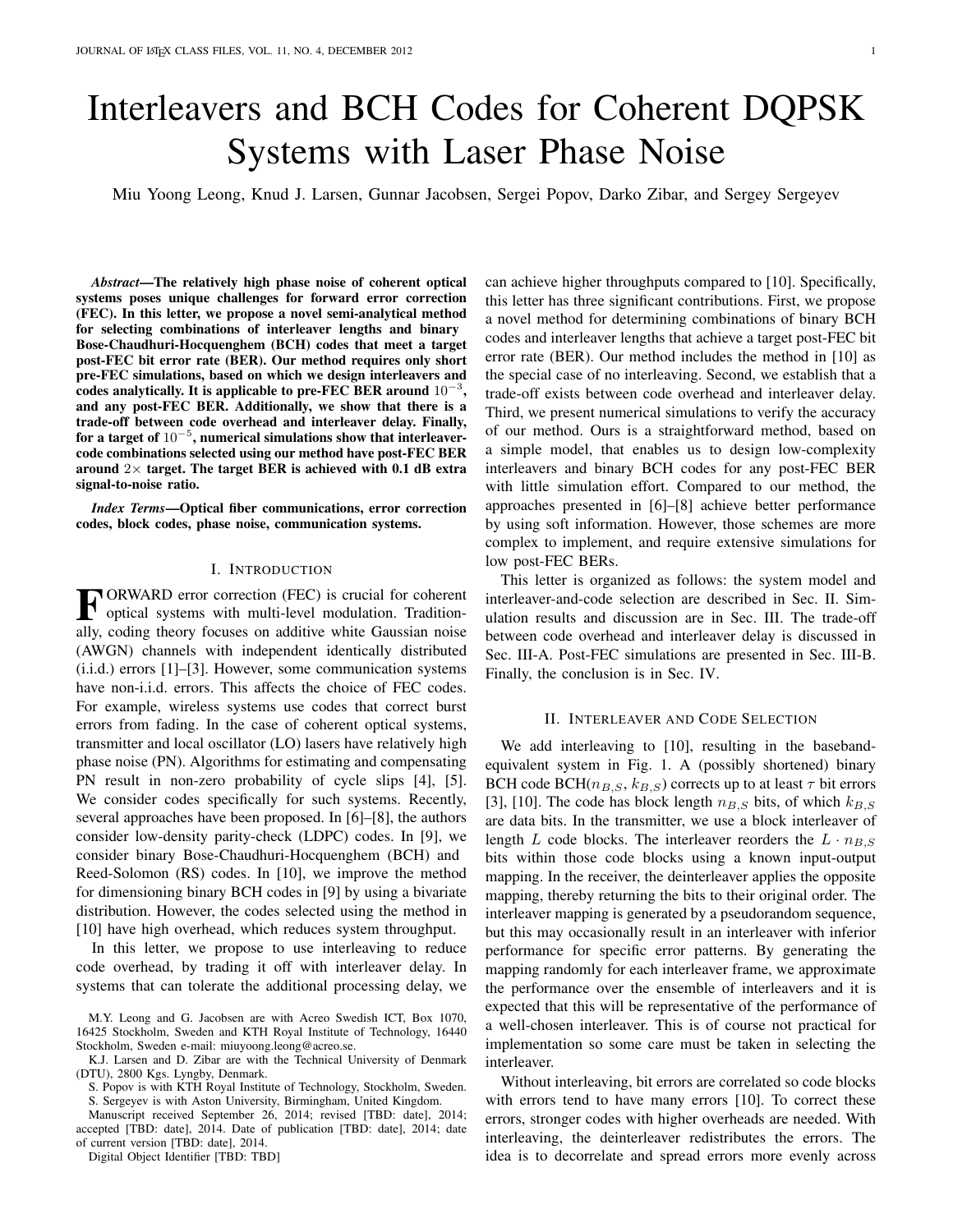#  Interleavers and BCH Codes for Coherent DQPSK Systems with Laser Phase Noise

Miu Yoong Leong, Knud J. Larsen, Gunnar Jacobsen, Sergei Popov, Darko Zibar, and Sergey Sergeyev

***Abstract*—The relatively high phase noise of coherent optical systems poses unique challenges for forward error correction (FEC). In this letter, we propose a novel semi-analytical method for selecting combinations of interleaver lengths and binary Bose-Chaudhuri-Hocquenghem (BCH) codes that meet a target post-FEC bit error rate (BER). Our method requires only short pre-FEC simulations, based on which we design interleavers and codes analytically. It is applicable to pre-FEC BER around $10^{-3}$, and any post-FEC BER. Additionally, we show that there is a trade-off between code overhead and interleaver delay. Finally, for a target of $10^{-5}$, numerical simulations show that interleaver-code combinations selected using our method have post-FEC BER around $2\times$ target. The target BER is achieved with 0.1 dB extra signal-to-noise ratio.**

***Index Terms*—Optical fiber communications, error correction codes, block codes, phase noise, communication systems.**

## I. Introduction

FORWARD error correction (FEC) is crucial for coherent optical systems with multi-level modulation. Traditionally, coding theory focuses on additive white Gaussian noise (AWGN) channels with independent identically distributed (i.i.d.) errors [1]–[3]. However, some communication systems have non-i.i.d. errors. This affects the choice of FEC codes. For example, wireless systems use codes that correct burst errors from fading. In the case of coherent optical systems, transmitter and local oscillator (LO) lasers have relatively high phase noise (PN). Algorithms for estimating and compensating PN result in non-zero probability of cycle slips [4], [5]. We consider codes specifically for such systems. Recently, several approaches have been proposed. In [6]–[8], the authors consider low-density parity-check (LDPC) codes. In [9], we consider binary Bose-Chaudhuri-Hocquenghem (BCH) and Reed-Solomon (RS) codes. In [10], we improve the method for dimensioning binary BCH codes in [9] by using a bivariate distribution. However, the codes selected using the method in [10] have high overhead, which reduces system throughput.

In this letter, we propose to use interleaving to reduce code overhead, by trading it off with interleaver delay. In systems that can tolerate the additional processing delay, we can achieve higher throughputs compared to [10]. Specifically, this letter has three significant contributions. First, we propose a novel method for determining combinations of binary BCH codes and interleaver lengths that achieve a target post-FEC bit error rate (BER). Our method includes the method in [10] as the special case of no interleaving. Second, we establish that a trade-off exists between code overhead and interleaver delay. Third, we present numerical simulations to verify the accuracy of our method. Ours is a straightforward method, based on a simple model, that enables us to design low-complexity interleavers and binary BCH codes for any post-FEC BER with little simulation effort. Compared to our method, the approaches presented in [6]–[8] achieve better performance by using soft information. However, those schemes are more complex to implement, and require extensive simulations for low post-FEC BERs.

This letter is organized as follows: the system model and interleaver-and-code selection are described in Sec. II. Simulation results and discussion are in Sec. III. The trade-off between code overhead and interleaver delay is discussed in Sec. III-A. Post-FEC simulations are presented in Sec. III-B. Finally, the conclusion is in Sec. IV.

M.Y. Leong and G. Jacobsen are with Acreo Swedish ICT, Box 1070, 16425 Stockholm, Sweden and KTH Royal Institute of Technology, 16440 Stockholm, Sweden e-mail: miuyoong.leong@acreo.se.

K.J. Larsen and D. Zibar are with the Technical University of Denmark (DTU), 2800 Kgs. Lyngby, Denmark.

S. Popov is with KTH Royal Institute of Technology, Stockholm, Sweden.

S. Sergeyev is with Aston University, Birmingham, United Kingdom.

Manuscript received September 26, 2014; revised [TBD: date], 2014; accepted [TBD: date], 2014. Date of publication [TBD: date], 2014; date of current version [TBD: date], 2014.

Digital Object Identifier [TBD: TBD]

## II. Interleaver and Code Selection

We add interleaving to [10], resulting in the baseband-equivalent system in Fig. 1. A (possibly shortened) binary BCH code BCH($n_{B,S}$, $k_{B,S}$) corrects up to at least $\tau$ bit errors [3], [10]. The code has block length $n_{B,S}$ bits, of which $k_{B,S}$ are data bits. In the transmitter, we use a block interleaver of length $L$ code blocks. The interleaver reorders the $L \cdot n_{B,S}$ bits within those code blocks using a known input-output mapping. In the receiver, the deinterleaver applies the opposite mapping, thereby returning the bits to their original order. The interleaver mapping is generated by a pseudorandom sequence, but this may occasionally result in an interleaver with inferior performance for specific error patterns. By generating the mapping randomly for each interleaver frame, we approximate the performance over the ensemble of interleavers and it is expected that this will be representative of the performance of a well-chosen interleaver. This is of course not practical for implementation so some care must be taken in selecting the interleaver.

Without interleaving, bit errors are correlated so code blocks with errors tend to have many errors [10]. To correct these errors, stronger codes with higher overheads are needed. With interleaving, the deinterleaver redistributes the errors. The idea is to decorrelate and spread errors more evenly across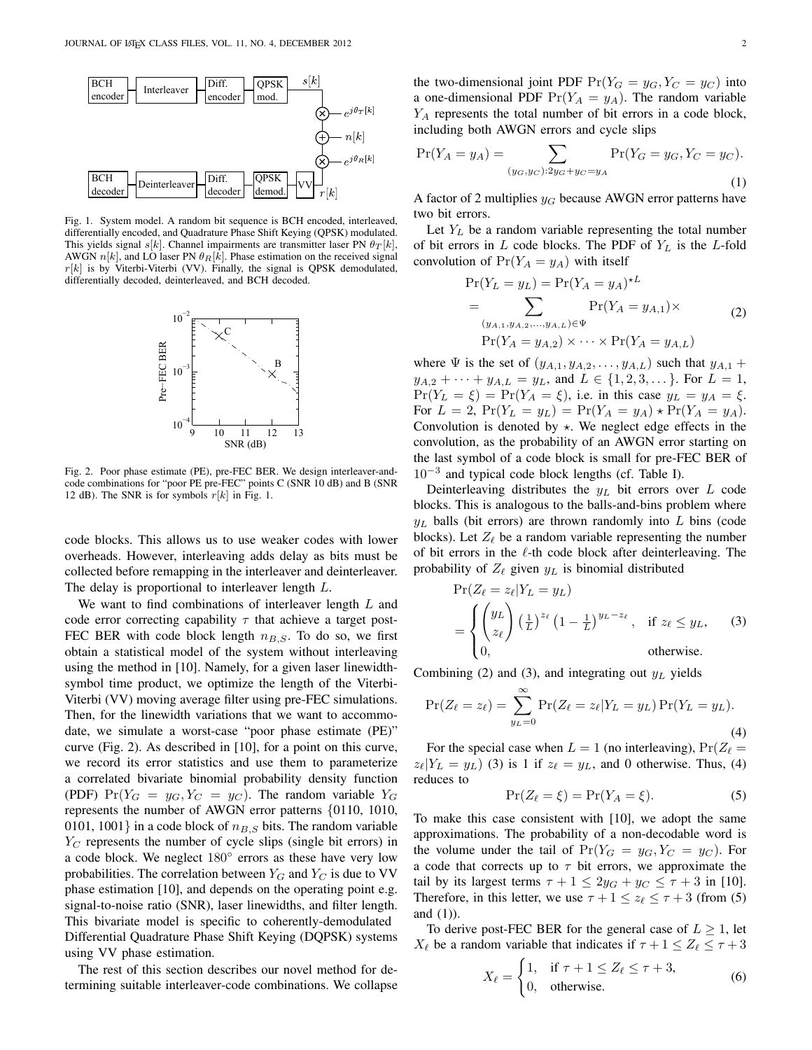Fig. 1. System model. A random bit sequence is BCH encoded, interleaved, differentially encoded, and Quadrature Phase Shift Keying (QPSK) modulated. This yields signal $s[k]$. Channel impairments are transmitter laser PN $\theta_T[k]$, AWGN $n[k]$, and LO laser PN $\theta_R[k]$. Phase estimation on the received signal $r[k]$ is by Viterbi-Viterbi (VV). Finally, the signal is QPSK demodulated, differentially decoded, deinterleaved, and BCH decoded.

Fig. 2. Poor phase estimate (PE), pre-FEC BER. We design interleaver-and-code combinations for "poor PE pre-FEC" points C (SNR 10 dB) and B (SNR 12 dB). The SNR is for symbols $r[k]$ in Fig. 1.

code blocks. This allows us to use weaker codes with lower overheads. However, interleaving adds delay as bits must be collected before remapping in the interleaver and deinterleaver. The delay is proportional to interleaver length $L$.

We want to find combinations of interleaver length $L$ and code error correcting capability $\tau$ that achieve a target post-FEC BER with code block length $n_{B,S}$. To do so, we first obtain a statistical model of the system without interleaving using the method in [10]. Namely, for a given laser linewidth-symbol time product, we optimize the length of the Viterbi-Viterbi (VV) moving average filter using pre-FEC simulations. Then, for the linewidth variations that we want to accommodate, we simulate a worst-case "poor phase estimate (PE)" curve (Fig. 2). As described in [10], for a point on this curve, we record its error statistics and use them to parameterize a correlated bivariate binomial probability density function (PDF) $\Pr(Y_G = y_G, Y_C = y_C)$. The random variable $Y_G$ represents the number of AWGN error patterns {0110, 1010, 0101, 1001} in a code block of $n_{B,S}$ bits. The random variable $Y_C$ represents the number of cycle slips (single bit errors) in a code block. We neglect $180^\circ$ errors as these have very low probabilities. The correlation between $Y_G$ and $Y_C$ is due to VV phase estimation [10], and depends on the operating point e.g. signal-to-noise ratio (SNR), laser linewidths, and filter length. This bivariate model is specific to coherently-demodulated Differential Quadrature Phase Shift Keying (DQPSK) systems using VV phase estimation.

The rest of this section describes our novel method for determining suitable interleaver-code combinations. We collapse the two-dimensional joint PDF $\Pr(Y_G = y_G, Y_C = y_C)$ into a one-dimensional PDF $\Pr(Y_A = y_A)$. The random variable $Y_A$ represents the total number of bit errors in a code block, including both AWGN errors and cycle slips

$$\Pr(Y_A = y_A) = \sum_{(y_G, y_C): 2y_G + y_C = y_A} \Pr(Y_G = y_G, Y_C = y_C). \tag{1}$$

A factor of 2 multiplies $y_G$ because AWGN error patterns have two bit errors.

Let $Y_L$ be a random variable representing the total number of bit errors in $L$ code blocks. The PDF of $Y_L$ is the $L$-fold convolution of $\Pr(Y_A = y_A)$ with itself

$$\begin{aligned} \Pr(Y_L = y_L) &= \Pr(Y_A = y_A)^{\star L} \\ &= \sum_{(y_{A,1}, y_{A,2}, \ldots, y_{A,L}) \in \Psi} \Pr(Y_A = y_{A,1}) \times \\ &\quad \Pr(Y_A = y_{A,2}) \times \cdots \times \Pr(Y_A = y_{A,L}) \end{aligned} \tag{2}$$

where $\Psi$ is the set of $(y_{A,1}, y_{A,2}, \ldots, y_{A,L})$ such that $y_{A,1} + y_{A,2} + \cdots + y_{A,L} = y_L$, and $L \in \{1, 2, 3, \ldots\}$. For $L = 1$, $\Pr(Y_L = \xi) = \Pr(Y_A = \xi)$, i.e. in this case $y_L = y_A = \xi$. For $L = 2$, $\Pr(Y_L = y_L) = \Pr(Y_A = y_A) \star \Pr(Y_A = y_A)$. Convolution is denoted by $\star$. We neglect edge effects in the convolution, as the probability of an AWGN error starting on the last symbol of a code block is small for pre-FEC BER of $10^{-3}$ and typical code block lengths (cf. Table I).

Deinterleaving distributes the $y_L$ bit errors over $L$ code blocks. This is analogous to the balls-and-bins problem where $y_L$ balls (bit errors) are thrown randomly into $L$ bins (code blocks). Let $Z_\ell$ be a random variable representing the number of bit errors in the $\ell$-th code block after deinterleaving. The probability of $Z_\ell$ given $y_L$ is binomial distributed

$$\begin{aligned} &\Pr(Z_\ell = z_\ell | Y_L = y_L) \\ &= \begin{cases} \binom{y_L}{z_\ell} \left(\frac{1}{L}\right)^{z_\ell} \left(1 - \frac{1}{L}\right)^{y_L - z_\ell}, & \text{if } z_\ell \le y_L, \\ 0, & \text{otherwise.} \end{cases} \end{aligned} \tag{3}$$

Combining (2) and (3), and integrating out $y_L$ yields

$$\Pr(Z_\ell = z_\ell) = \sum_{y_L = 0}^{\infty} \Pr(Z_\ell = z_\ell | Y_L = y_L) \Pr(Y_L = y_L). \tag{4}$$

For the special case when $L = 1$ (no interleaving), $\Pr(Z_\ell = z_\ell | Y_L = y_L)$ (3) is 1 if $z_\ell = y_L$, and 0 otherwise. Thus, (4) reduces to

$$\Pr(Z_\ell = \xi) = \Pr(Y_A = \xi). \tag{5}$$

To make this case consistent with [10], we adopt the same approximations. The probability of a non-decodable word is the volume under the tail of $\Pr(Y_G = y_G, Y_C = y_C)$. For a code that corrects up to $\tau$ bit errors, we approximate the tail by its largest terms $\tau + 1 \le 2y_G + y_C \le \tau + 3$ in [10]. Therefore, in this letter, we use $\tau + 1 \le z_\ell \le \tau + 3$ (from (5) and (1)).

To derive post-FEC BER for the general case of $L \ge 1$, let $X_\ell$ be a random variable that indicates if $\tau + 1 \le Z_\ell \le \tau + 3$

$$X_\ell = \begin{cases} 1, & \text{if } \tau + 1 \le Z_\ell \le \tau + 3, \\ 0, & \text{otherwise.} \end{cases} \tag{6}$$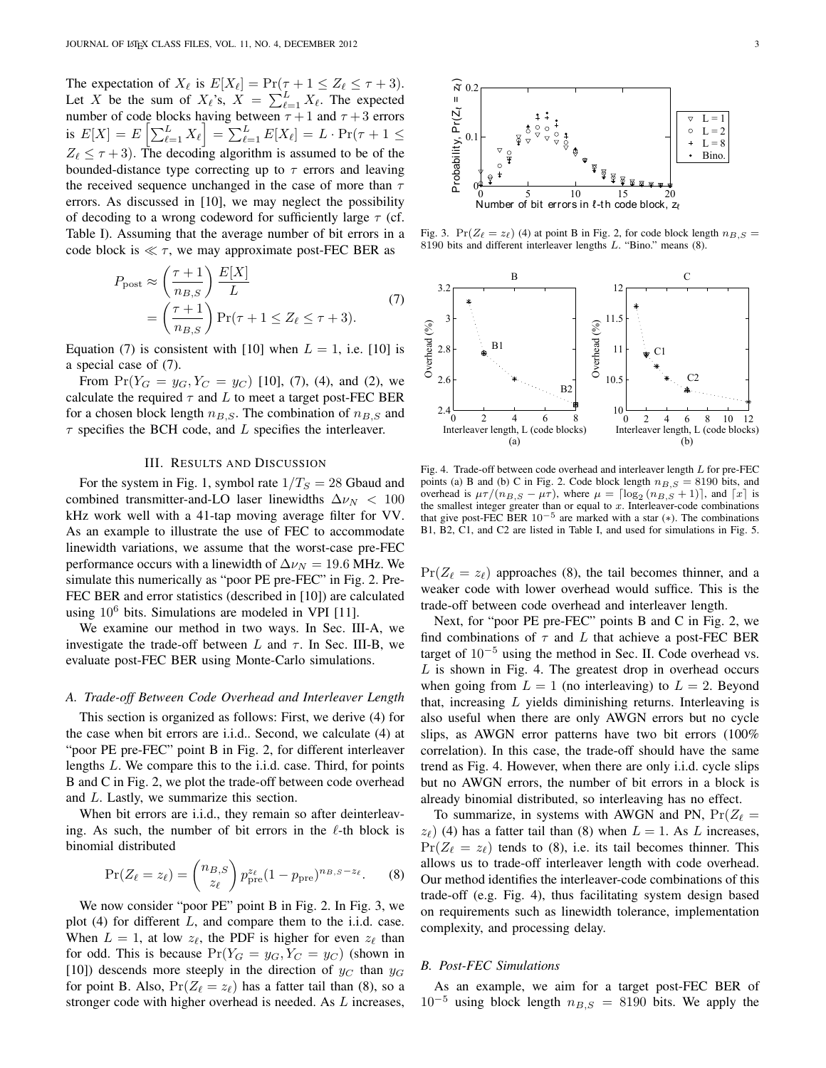The expectation of $X_\ell$ is $E[X_\ell] = \Pr(\tau+1 \leq Z_\ell \leq \tau+3)$. Let $X$ be the sum of $X_\ell$'s, $X = \sum_{\ell=1}^{L} X_\ell$. The expected number of code blocks having between $\tau+1$ and $\tau+3$ errors is $E[X] = E\left[\sum_{\ell=1}^{L} X_\ell\right] = \sum_{\ell=1}^{L} E[X_\ell] = L \cdot \Pr(\tau+1 \leq Z_\ell \leq \tau+3)$. The decoding algorithm is assumed to be of the bounded-distance type correcting up to $\tau$ errors and leaving the received sequence unchanged in the case of more than $\tau$ errors. As discussed in [10], we may neglect the possibility of decoding to a wrong codeword for sufficiently large $\tau$ (cf. Table I). Assuming that the average number of bit errors in a code block is $\ll \tau$, we may approximate post-FEC BER as

$$
\begin{aligned}
P_{\text{post}} &\approx \left(\frac{\tau+1}{n_{B,S}}\right)\frac{E[X]}{L} \\
&= \left(\frac{\tau+1}{n_{B,S}}\right)\Pr(\tau+1 \leq Z_\ell \leq \tau+3).
\end{aligned} \tag{7}
$$

Equation (7) is consistent with [10] when $L = 1$, i.e. [10] is a special case of (7).

From $\Pr(Y_G = y_G, Y_C = y_C)$ [10], (7), (4), and (2), we calculate the required $\tau$ and $L$ to meet a target post-FEC BER for a chosen block length $n_{B,S}$. The combination of $n_{B,S}$ and $\tau$ specifies the BCH code, and $L$ specifies the interleaver.

## III. Results and Discussion

For the system in Fig. 1, symbol rate $1/T_S = 28$ Gbaud and combined transmitter-and-LO laser linewidths $\Delta\nu_N < 100$ kHz work well with a 41-tap moving average filter for VV. As an example to illustrate the use of FEC to accommodate linewidth variations, we assume that the worst-case pre-FEC performance occurs with a linewidth of $\Delta\nu_N = 19.6$ MHz. We simulate this numerically as "poor PE pre-FEC" in Fig. 2. Pre-FEC BER and error statistics (described in [10]) are calculated using $10^6$ bits. Simulations are modeled in VPI [11].

We examine our method in two ways. In Sec. III-A, we investigate the trade-off between $L$ and $\tau$. In Sec. III-B, we evaluate post-FEC BER using Monte-Carlo simulations.

### A. Trade-off Between Code Overhead and Interleaver Length

This section is organized as follows: First, we derive (4) for the case when bit errors are i.i.d.. Second, we calculate (4) at "poor PE pre-FEC" point B in Fig. 2, for different interleaver lengths $L$. We compare this to the i.i.d. case. Third, for points B and C in Fig. 2, we plot the trade-off between code overhead and $L$. Lastly, we summarize this section.

When bit errors are i.i.d., they remain so after deinterleaving. As such, the number of bit errors in the $\ell$-th block is binomial distributed

$$
\Pr(Z_\ell = z_\ell) = \binom{n_{B,S}}{z_\ell} p_{\text{pre}}^{z_\ell}(1-p_{\text{pre}})^{n_{B,S}-z_\ell}. \tag{8}
$$

We now consider "poor PE" point B in Fig. 2. In Fig. 3, we plot (4) for different $L$, and compare them to the i.i.d. case. When $L = 1$, at low $z_\ell$, the PDF is higher for even $z_\ell$ than for odd. This is because $\Pr(Y_G = y_G, Y_C = y_C)$ (shown in [10]) descends more steeply in the direction of $y_C$ than $y_G$ for point B. Also, $\Pr(Z_\ell = z_\ell)$ has a fatter tail than (8), so a stronger code with higher overhead is needed. As $L$ increases, $\Pr(Z_\ell = z_\ell)$ approaches (8), the tail becomes thinner, and a weaker code with lower overhead would suffice. This is the trade-off between code overhead and interleaver length.

Fig. 3. $\Pr(Z_\ell = z_\ell)$ (4) at point B in Fig. 2, for code block length $n_{B,S} = 8190$ bits and different interleaver lengths $L$. "Bino." means (8).

Fig. 4. Trade-off between code overhead and interleaver length $L$ for pre-FEC points (a) B and (b) C in Fig. 2. Code block length $n_{B,S} = 8190$ bits, and overhead is $\mu\tau/(n_{B,S} - \mu\tau)$, where $\mu = \lceil \log_2(n_{B,S}+1) \rceil$, and $\lceil x \rceil$ is the smallest integer greater than or equal to $x$. Interleaver-code combinations that give post-FEC BER $10^{-5}$ are marked with a star (*). The combinations B1, B2, C1, and C2 are listed in Table I, and used for simulations in Fig. 5.

Next, for "poor PE pre-FEC" points B and C in Fig. 2, we find combinations of $\tau$ and $L$ that achieve a post-FEC BER target of $10^{-5}$ using the method in Sec. II. Code overhead vs. $L$ is shown in Fig. 4. The greatest drop in overhead occurs when going from $L = 1$ (no interleaving) to $L = 2$. Beyond that, increasing $L$ yields diminishing returns. Interleaving is also useful when there are only AWGN errors but no cycle slips, as AWGN error patterns have two bit errors (100% correlation). In this case, the trade-off should have the same trend as Fig. 4. However, when there are only i.i.d. cycle slips but no AWGN errors, the number of bit errors in a block is already binomial distributed, so interleaving has no effect.

To summarize, in systems with AWGN and PN, $\Pr(Z_\ell = z_\ell)$ (4) has a fatter tail than (8) when $L = 1$. As $L$ increases, $\Pr(Z_\ell = z_\ell)$ tends to (8), i.e. its tail becomes thinner. This allows us to trade-off interleaver length with code overhead. Our method identifies the interleaver-code combinations of this trade-off (e.g. Fig. 4), thus facilitating system design based on requirements such as linewidth tolerance, implementation complexity, and processing delay.

### B. Post-FEC Simulations

As an example, we aim for a target post-FEC BER of $10^{-5}$ using block length $n_{B,S} = 8190$ bits. We apply the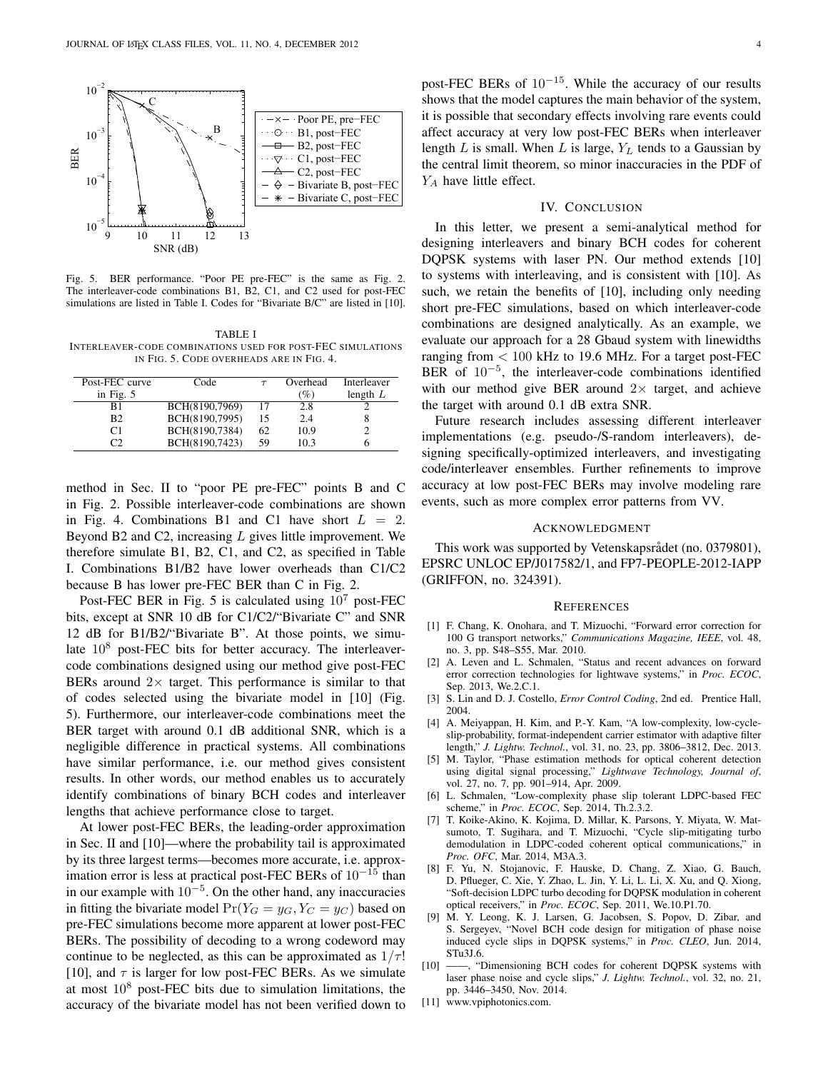$10^{-2}$

$10^{-3}$

$10^{-4}$

$10^{-5}$

BER

9 10 11 12 13

SNR (dB)

C

B

Poor PE, pre−FEC

B1, post−FEC

B2, post−FEC

C1, post−FEC

C2, post−FEC

Bivariate B, post−FEC

Bivariate C, post−FEC

Fig. 5. BER performance. "Poor PE pre-FEC" is the same as Fig. 2. The interleaver-code combinations B1, B2, C1, and C2 used for post-FEC simulations are listed in Table I. Codes for "Bivariate B/C" are listed in [10].

TABLE I
INTERLEAVER-CODE COMBINATIONS USED FOR POST-FEC SIMULATIONS IN FIG. 5. CODE OVERHEADS ARE IN FIG. 4.

| Post-FEC curve in Fig. 5 | Code | $\tau$ | Overhead (%) | Interleaver length $L$ |
|---|---|---|---|---|
| B1 | BCH(8190,7969) | 17 | 2.8 | 2 |
| B2 | BCH(8190,7995) | 15 | 2.4 | 8 |
| C1 | BCH(8190,7384) | 62 | 10.9 | 2 |
| C2 | BCH(8190,7423) | 59 | 10.3 | 6 |

method in Sec. II to "poor PE pre-FEC" points B and C in Fig. 2. Possible interleaver-code combinations are shown in Fig. 4. Combinations B1 and C1 have short $L = 2$. Beyond B2 and C2, increasing $L$ gives little improvement. We therefore simulate B1, B2, C1, and C2, as specified in Table I. Combinations B1/B2 have lower overheads than C1/C2 because B has lower pre-FEC BER than C in Fig. 2.

Post-FEC BER in Fig. 5 is calculated using $10^7$ post-FEC bits, except at SNR 10 dB for C1/C2/"Bivariate C" and SNR 12 dB for B1/B2/"Bivariate B". At those points, we simulate $10^8$ post-FEC bits for better accuracy. The interleaver-code combinations designed using our method give post-FEC BERs around $2\times$ target. This performance is similar to that of codes selected using the bivariate model in [10] (Fig. 5). Furthermore, our interleaver-code combinations meet the BER target with around 0.1 dB additional SNR, which is a negligible difference in practical systems. All combinations have similar performance, i.e. our method gives consistent results. In other words, our method enables us to accurately identify combinations of binary BCH codes and interleaver lengths that achieve performance close to target.

At lower post-FEC BERs, the leading-order approximation in Sec. II and [10]—where the probability tail is approximated by its three largest terms—becomes more accurate, i.e. approximation error is less at practical post-FEC BERs of $10^{-15}$ than in our example with $10^{-5}$. On the other hand, any inaccuracies in fitting the bivariate model $\Pr(Y_G = y_G, Y_C = y_C)$ based on pre-FEC simulations become more apparent at lower post-FEC BERs. The possibility of decoding to a wrong codeword may continue to be neglected, as this can be approximated as $1/\tau!$ [10], and $\tau$ is larger for low post-FEC BERs. As we simulate at most $10^8$ post-FEC bits due to simulation limitations, the accuracy of the bivariate model has not been verified down to post-FEC BERs of $10^{-15}$. While the accuracy of our results shows that the model captures the main behavior of the system, it is possible that secondary effects involving rare events could affect accuracy at very low post-FEC BERs when interleaver length $L$ is small. When $L$ is large, $Y_L$ tends to a Gaussian by the central limit theorem, so minor inaccuracies in the PDF of $Y_A$ have little effect.

## IV. Conclusion

In this letter, we present a semi-analytical method for designing interleavers and binary BCH codes for coherent DQPSK systems with laser PN. Our method extends [10] to systems with interleaving, and is consistent with [10]. As such, we retain the benefits of [10], including only needing short pre-FEC simulations, based on which interleaver-code combinations are designed analytically. As an example, we evaluate our approach for a 28 Gbaud system with linewidths ranging from $< 100$ kHz to 19.6 MHz. For a target post-FEC BER of $10^{-5}$, the interleaver-code combinations identified with our method give BER around $2\times$ target, and achieve the target with around 0.1 dB extra SNR.

Future research includes assessing different interleaver implementations (e.g. pseudo-/S-random interleavers), designing specifically-optimized interleavers, and investigating code/interleaver ensembles. Further refinements to improve accuracy at low post-FEC BERs may involve modeling rare events, such as more complex error patterns from VV.

## Acknowledgment

This work was supported by Vetenskapsrådet (no. 0379801), EPSRC UNLOC EP/J017582/1, and FP7-PEOPLE-2012-IAPP (GRIFFON, no. 324391).

## References

[1] F. Chang, K. Onohara, and T. Mizuochi, "Forward error correction for 100 G transport networks," *Communications Magazine, IEEE*, vol. 48, no. 3, pp. S48–S55, Mar. 2010.

[2] A. Leven and L. Schmalen, "Status and recent advances on forward error correction technologies for lightwave systems," in *Proc. ECOC*, Sep. 2013, We.2.C.1.

[3] S. Lin and D. J. Costello, *Error Control Coding*, 2nd ed. Prentice Hall, 2004.

[4] A. Meiyappan, H. Kim, and P.-Y. Kam, "A low-complexity, low-cycle-slip-probability, format-independent carrier estimator with adaptive filter length," *J. Lightw. Technol.*, vol. 31, no. 23, pp. 3806–3812, Dec. 2013.

[5] M. Taylor, "Phase estimation methods for optical coherent detection using digital signal processing," *Lightwave Technology, Journal of*, vol. 27, no. 7, pp. 901–914, Apr. 2009.

[6] L. Schmalen, "Low-complexity phase slip tolerant LDPC-based FEC scheme," in *Proc. ECOC*, Sep. 2014, Th.2.3.2.

[7] T. Koike-Akino, K. Kojima, D. Millar, K. Parsons, Y. Miyata, W. Matsumoto, T. Sugihara, and T. Mizuochi, "Cycle slip-mitigating turbo demodulation in LDPC-coded coherent optical communications," in *Proc. OFC*, Mar. 2014, M3A.3.

[8] F. Yu, N. Stojanovic, F. Hauske, D. Chang, Z. Xiao, G. Bauch, D. Pflueger, C. Xie, Y. Zhao, L. Jin, Y. Li, L. Li, X. Xu, and Q. Xiong, "Soft-decision LDPC turbo decoding for DQPSK modulation in coherent optical receivers," in *Proc. ECOC*, Sep. 2011, We.10.P1.70.

[9] M. Y. Leong, K. J. Larsen, G. Jacobsen, S. Popov, D. Zibar, and S. Sergeyev, "Novel BCH code design for mitigation of phase noise induced cycle slips in DQPSK systems," in *Proc. CLEO*, Jun. 2014, STu3J.6.

[10] ——, "Dimensioning BCH codes for coherent DQPSK systems with laser phase noise and cycle slips," *J. Lightw. Technol.*, vol. 32, no. 21, pp. 3446–3450, Nov. 2014.

[11] www.vpiphotonics.com.